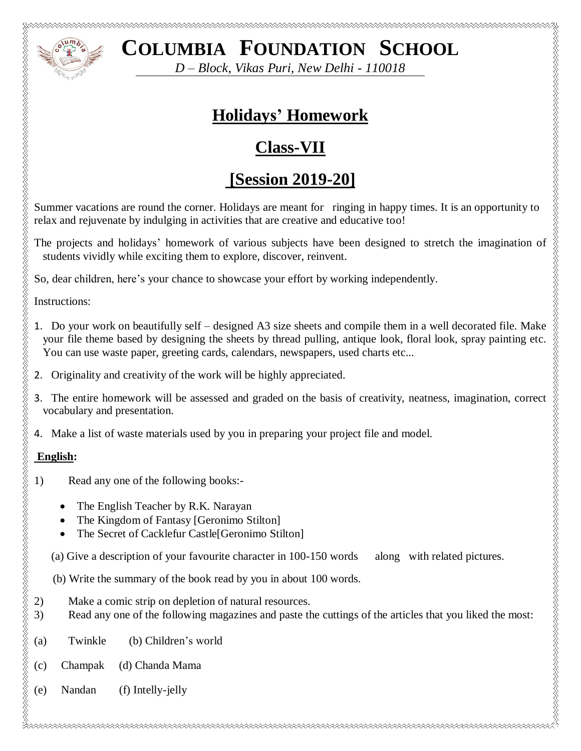# COLUMBIA FOUNDATION SCHOOL

*D – Block, Vikas Puri, New Delhi - 110018*

## Holidays' Homework

## Class-VII

## [Session 2019-20]

Summer vacations are round the corner. Holidays are meant for ringing in happy times. It is an opportunity to relax and rejuvenate by indulging in activities that are creative and educative too!

The projects and holidays' homework of various subjects have been designed to stretch the imagination of students vividly while exciting them to explore, discover, reinvent.

So, dear children, here's your chance to showcase your effort by working independently.

Instructions:

1. Do your work on beautifully self – designed A3 size sheets and compile them in a well decorated file. Make your file theme based by designing the sheets by thread pulling, antique look, floral look, spray painting etc. You can use waste paper, greeting cards, calendars, newspapers, used charts etc...
2. Originality and creativity of the work will be highly appreciated.
3. The entire homework will be assessed and graded on the basis of creativity, neatness, imagination, correct vocabulary and presentation.
4. Make a list of waste materials used by you in preparing your project file and model.

**English:**

1) Read any one of the following books:-
   - The English Teacher by R.K. Narayan
   - The Kingdom of Fantasy [Geronimo Stilton]
   - The Secret of Cacklefur Castle[Geronimo Stilton]

   (a) Give a description of your favourite character in 100-150 words along with related pictures.

   (b) Write the summary of the book read by you in about 100 words.

2) Make a comic strip on depletion of natural resources.
3) Read any one of the following magazines and paste the cuttings of the articles that you liked the most:

(a) Twinkle (b) Children's world

(c) Champak (d) Chanda Mama

(e) Nandan (f) Intelly-jelly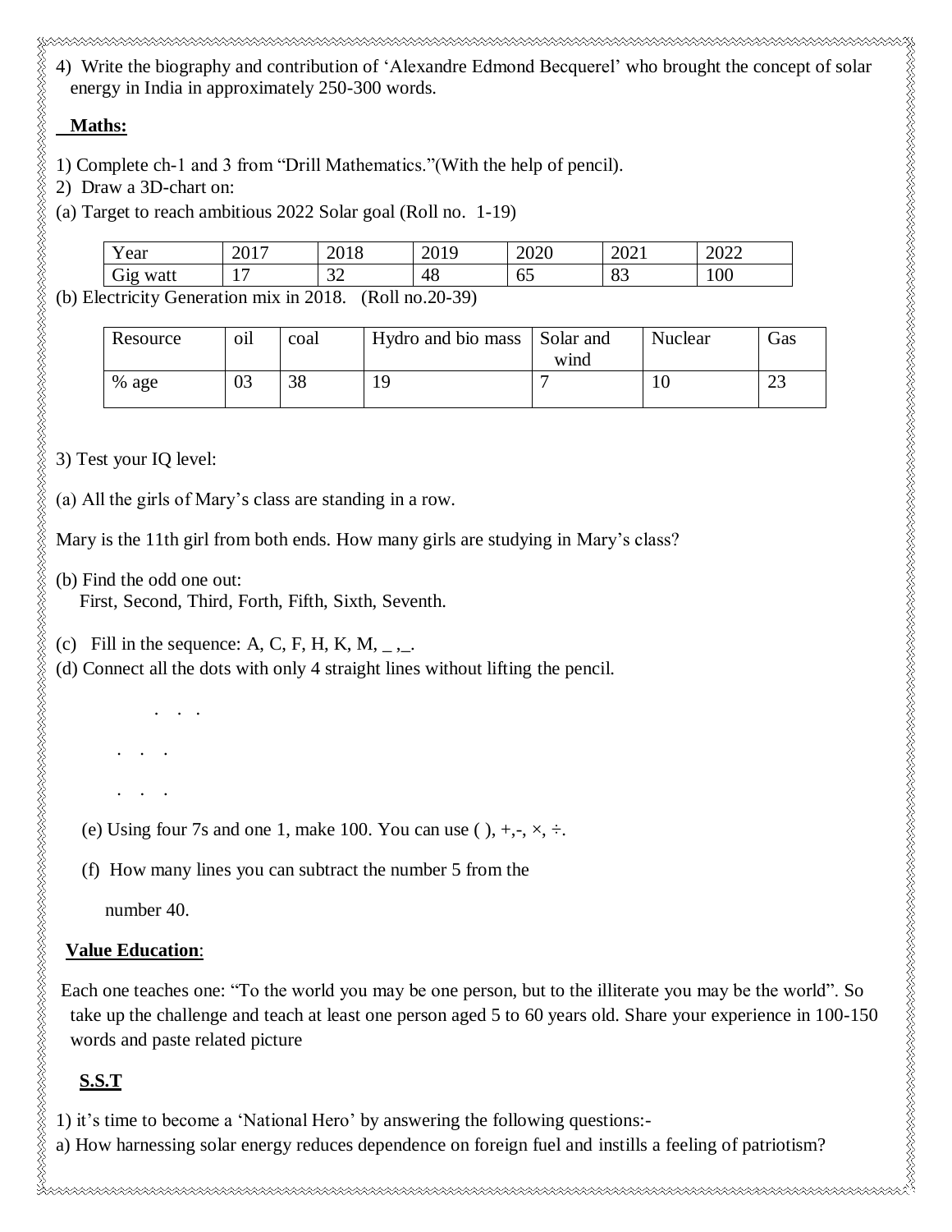4) Write the biography and contribution of 'Alexandre Edmond Becquerel' who brought the concept of solar energy in India in approximately 250-300 words.

**Maths:**

1) Complete ch-1 and 3 from "Drill Mathematics."(With the help of pencil).
2) Draw a 3D-chart on:

(a) Target to reach ambitious 2022 Solar goal (Roll no. 1-19)

| Year | 2017 | 2018 | 2019 | 2020 | 2021 | 2022 |
|---|---|---|---|---|---|---|
| Gig watt | 17 | 32 | 48 | 65 | 83 | 100 |

(b) Electricity Generation mix in 2018. (Roll no.20-39)

| Resource | oil | coal | Hydro and bio mass | Solar and wind | Nuclear | Gas |
|---|---|---|---|---|---|---|
| % age | 03 | 38 | 19 | 7 | 10 | 23 |

3) Test your IQ level:

(a) All the girls of Mary's class are standing in a row.

Mary is the 11th girl from both ends. How many girls are studying in Mary's class?

(b) Find the odd one out:
First, Second, Third, Forth, Fifth, Sixth, Seventh.

(c) Fill in the sequence: A, C, F, H, K, M, _ ,_.

(d) Connect all the dots with only 4 straight lines without lifting the pencil.

```
   .  .  .

.  .  .

.  .  .
```

(e) Using four 7s and one 1, make 100. You can use ( ), +,-, ×, ÷.

(f) How many lines you can subtract the number 5 from the number 40.

**Value Education**:

Each one teaches one: "To the world you may be one person, but to the illiterate you may be the world". So take up the challenge and teach at least one person aged 5 to 60 years old. Share your experience in 100-150 words and paste related picture

**S.S.T**

1) it's time to become a 'National Hero' by answering the following questions:-

a) How harnessing solar energy reduces dependence on foreign fuel and instills a feeling of patriotism?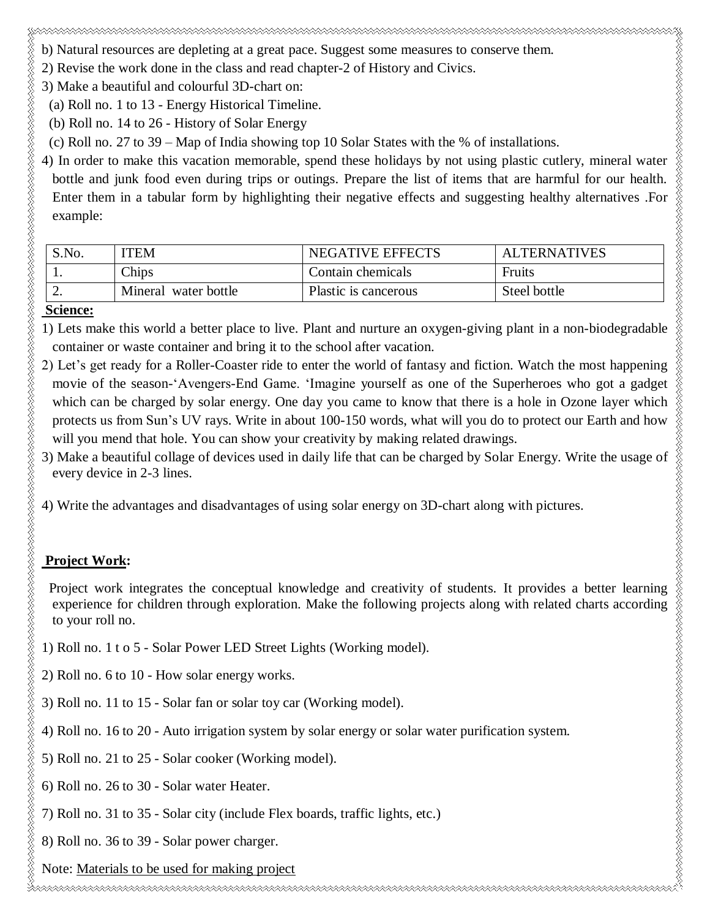b) Natural resources are depleting at a great pace. Suggest some measures to conserve them.

2) Revise the work done in the class and read chapter-2 of History and Civics.

3) Make a beautiful and colourful 3D-chart on:

  (a) Roll no. 1 to 13 - Energy Historical Timeline.

  (b) Roll no. 14 to 26 - History of Solar Energy

  (c) Roll no. 27 to 39 – Map of India showing top 10 Solar States with the % of installations.

4) In order to make this vacation memorable, spend these holidays by not using plastic cutlery, mineral water bottle and junk food even during trips or outings. Prepare the list of items that are harmful for our health. Enter them in a tabular form by highlighting their negative effects and suggesting healthy alternatives .For example:

| S.No. | ITEM | NEGATIVE EFFECTS | ALTERNATIVES |
|---|---|---|---|
| 1. | Chips | Contain chemicals | Fruits |
| 2. | Mineral water bottle | Plastic is cancerous | Steel bottle |

**Science:**

1) Lets make this world a better place to live. Plant and nurture an oxygen-giving plant in a non-biodegradable container or waste container and bring it to the school after vacation.

2) Let's get ready for a Roller-Coaster ride to enter the world of fantasy and fiction. Watch the most happening movie of the season-'Avengers-End Game. 'Imagine yourself as one of the Superheroes who got a gadget which can be charged by solar energy. One day you came to know that there is a hole in Ozone layer which protects us from Sun's UV rays. Write in about 100-150 words, what will you do to protect our Earth and how will you mend that hole. You can show your creativity by making related drawings.

3) Make a beautiful collage of devices used in daily life that can be charged by Solar Energy. Write the usage of every device in 2-3 lines.

4) Write the advantages and disadvantages of using solar energy on 3D-chart along with pictures.

**Project Work:**

Project work integrates the conceptual knowledge and creativity of students. It provides a better learning experience for children through exploration. Make the following projects along with related charts according to your roll no.

1) Roll no. 1 t o 5 - Solar Power LED Street Lights (Working model).

2) Roll no. 6 to 10 - How solar energy works.

3) Roll no. 11 to 15 - Solar fan or solar toy car (Working model).

4) Roll no. 16 to 20 - Auto irrigation system by solar energy or solar water purification system.

5) Roll no. 21 to 25 - Solar cooker (Working model).

6) Roll no. 26 to 30 - Solar water Heater.

7) Roll no. 31 to 35 - Solar city (include Flex boards, traffic lights, etc.)

8) Roll no. 36 to 39 - Solar power charger.

Note: Materials to be used for making project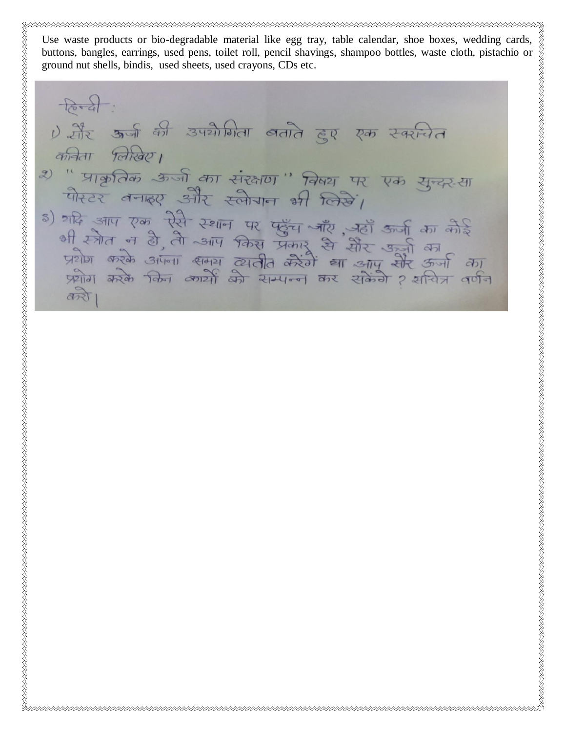Use waste products or bio-degradable material like egg tray, table calendar, shoe boxes, wedding cards, buttons, bangles, earrings, used pens, toilet roll, pencil shavings, shampoo bottles, waste cloth, pistachio or ground nut shells, bindis, used sheets, used crayons, CDs etc.

हिन्दी :

1) सौर ऊर्जा की उपयोगिता बताते हुए एक स्वरचित कविता लिखिए।

2) "प्राकृतिक ऊर्जा का संरक्षण" विषय पर एक सुन्दर-सा पोस्टर बनाइए और स्लोगन भी लिखें।

3) यदि आप एक ऐसे स्थान पर पहुँच जाएँ, जहाँ ऊर्जा का कोई भी स्रोत न हो, तो आप किस प्रकार से सौर ऊर्जा का प्रयोग करके अपना समय व्यतीत करेंगे या आप सौर ऊर्जा का प्रयोग करके किन कार्यों को सम्पन्न कर सकेंगे? सचित्र वर्णन करो।